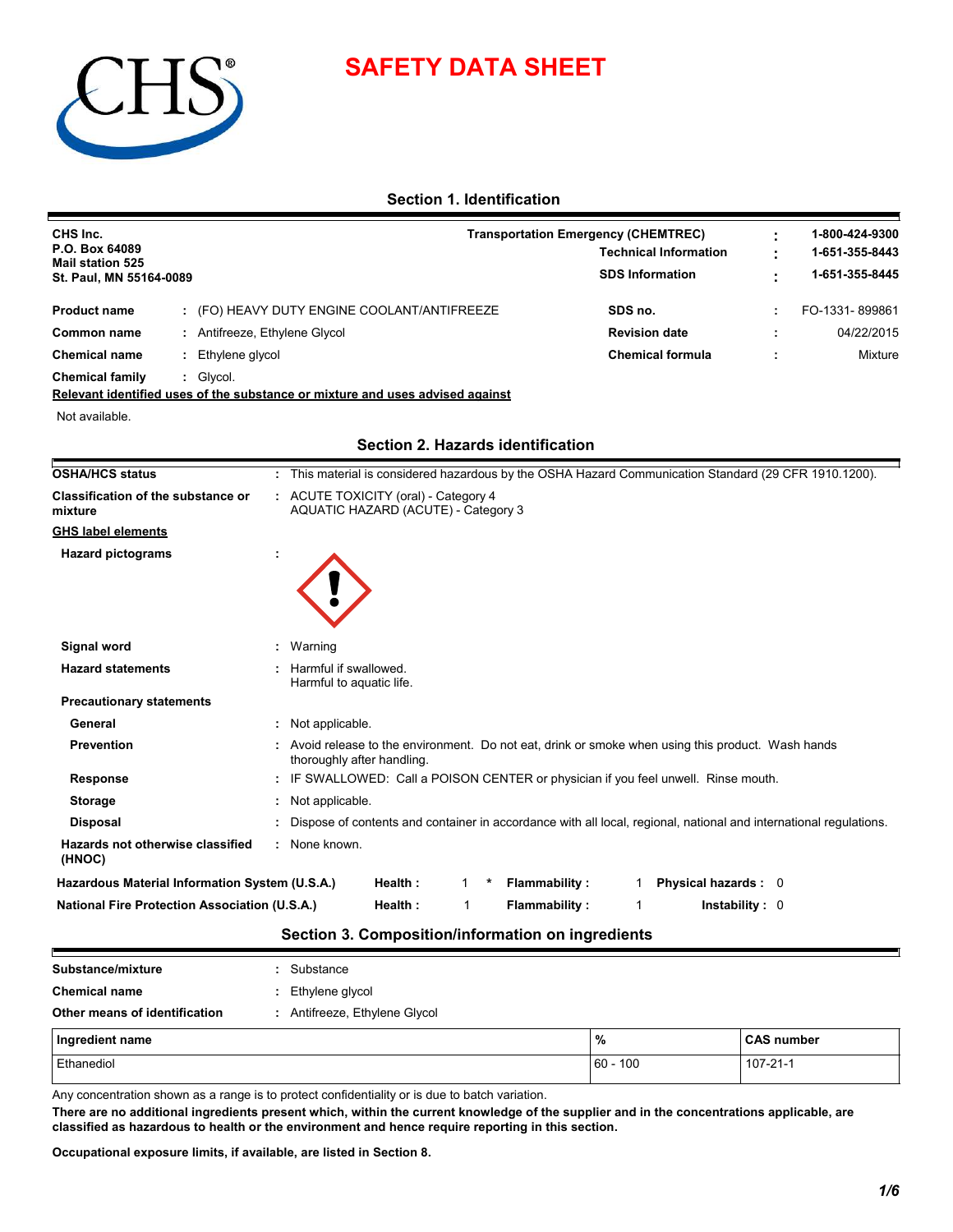# SAFETY DATA SHEET

## Section 1. Identification

**CHS Inc.**
**P.O. Box 64089**
**Mail station 525**
**St. Paul, MN 55164-0089**

| | | |
|---|---|---|
| **Transportation Emergency (CHEMTREC)** | : | **1-800-424-9300** |
| **Technical Information** | : | **1-651-355-8443** |
| **SDS Information** | : | **1-651-355-8445** |

| | | | | | |
|---|---|---|---|---|---|
| **Product name** | : (FO) HEAVY DUTY ENGINE COOLANT/ANTIFREEZE | **SDS no.** | : | FO-1331- 899861 |
| **Common name** | : Antifreeze, Ethylene Glycol | **Revision date** | : | 04/22/2015 |
| **Chemical name** | : Ethylene glycol | **Chemical formula** | : | Mixture |
| **Chemical family** | : Glycol. | | | |

**Relevant identified uses of the substance or mixture and uses advised against**

Not available.

## Section 2. Hazards identification

**OSHA/HCS status** : This material is considered hazardous by the OSHA Hazard Communication Standard (29 CFR 1910.1200).

**Classification of the substance or mixture** : ACUTE TOXICITY (oral) - Category 4
AQUATIC HAZARD (ACUTE) - Category 3

**GHS label elements**

**Hazard pictograms** :

**Signal word** : Warning

**Hazard statements** : Harmful if swallowed.
Harmful to aquatic life.

**Precautionary statements**

**General** : Not applicable.

**Prevention** : Avoid release to the environment. Do not eat, drink or smoke when using this product. Wash hands thoroughly after handling.

**Response** : IF SWALLOWED: Call a POISON CENTER or physician if you feel unwell. Rinse mouth.

**Storage** : Not applicable.

**Disposal** : Dispose of contents and container in accordance with all local, regional, national and international regulations.

**Hazards not otherwise classified (HNOC)** : None known.

| | | | | | | |
|---|---|---|---|---|---|---|
| **Hazardous Material Information System (U.S.A.)** | **Health :** | 1 * | **Flammability :** | 1 | **Physical hazards :** | 0 |
| **National Fire Protection Association (U.S.A.)** | **Health :** | 1 | **Flammability :** | 1 | **Instability :** | 0 |

## Section 3. Composition/information on ingredients

**Substance/mixture** : Substance

**Chemical name** : Ethylene glycol

**Other means of identification** : Antifreeze, Ethylene Glycol

| Ingredient name | % | CAS number |
|---|---|---|
| Ethanediol | 60 - 100 | 107-21-1 |

Any concentration shown as a range is to protect confidentiality or is due to batch variation.

**There are no additional ingredients present which, within the current knowledge of the supplier and in the concentrations applicable, are classified as hazardous to health or the environment and hence require reporting in this section.**

**Occupational exposure limits, if available, are listed in Section 8.**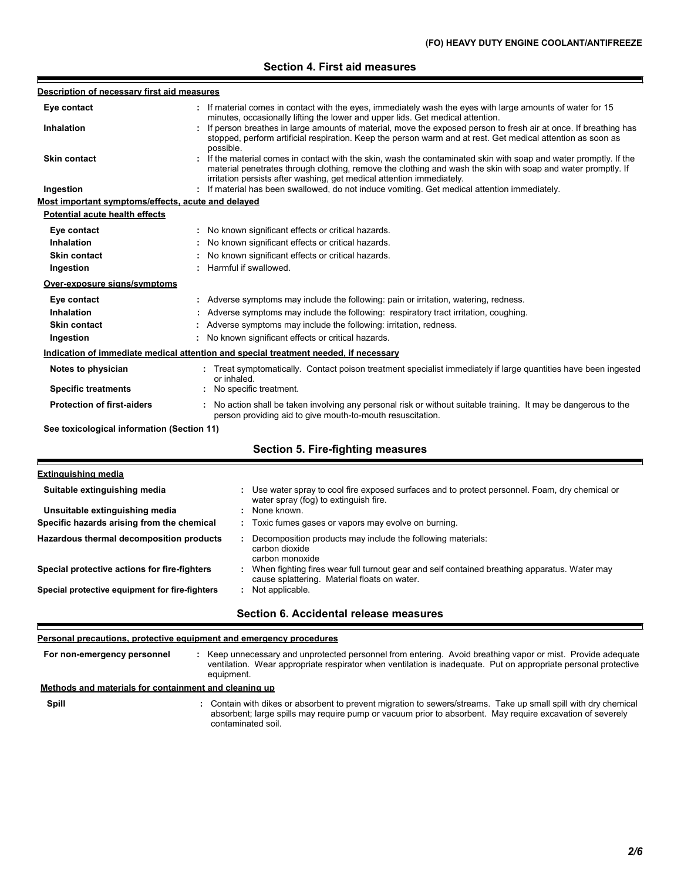## Section 4. First aid measures

**Description of necessary first aid measures**

| | |
|---|---|
| **Eye contact** | : If material comes in contact with the eyes, immediately wash the eyes with large amounts of water for 15 minutes, occasionally lifting the lower and upper lids. Get medical attention. |
| **Inhalation** | : If person breathes in large amounts of material, move the exposed person to fresh air at once. If breathing has stopped, perform artificial respiration. Keep the person warm and at rest. Get medical attention as soon as possible. |
| **Skin contact** | : If the material comes in contact with the skin, wash the contaminated skin with soap and water promptly. If the material penetrates through clothing, remove the clothing and wash the skin with soap and water promptly. If irritation persists after washing, get medical attention immediately. |
| **Ingestion** | : If material has been swallowed, do not induce vomiting. Get medical attention immediately. |

**Most important symptoms/effects, acute and delayed**

**Potential acute health effects**

| | |
|---|---|
| **Eye contact** | : No known significant effects or critical hazards. |
| **Inhalation** | : No known significant effects or critical hazards. |
| **Skin contact** | : No known significant effects or critical hazards. |
| **Ingestion** | : Harmful if swallowed. |

**Over-exposure signs/symptoms**

| | |
|---|---|
| **Eye contact** | : Adverse symptoms may include the following: pain or irritation, watering, redness. |
| **Inhalation** | : Adverse symptoms may include the following: respiratory tract irritation, coughing. |
| **Skin contact** | : Adverse symptoms may include the following: irritation, redness. |
| **Ingestion** | : No known significant effects or critical hazards. |

**Indication of immediate medical attention and special treatment needed, if necessary**

| | |
|---|---|
| **Notes to physician** | : Treat symptomatically. Contact poison treatment specialist immediately if large quantities have been ingested or inhaled. |
| **Specific treatments** | : No specific treatment. |
| **Protection of first-aiders** | : No action shall be taken involving any personal risk or without suitable training. It may be dangerous to the person providing aid to give mouth-to-mouth resuscitation. |

**See toxicological information (Section 11)**

## Section 5. Fire-fighting measures

**Extinguishing media**

| | |
|---|---|
| **Suitable extinguishing media** | : Use water spray to cool fire exposed surfaces and to protect personnel. Foam, dry chemical or water spray (fog) to extinguish fire. |
| **Unsuitable extinguishing media** | : None known. |
| **Specific hazards arising from the chemical** | : Toxic fumes gases or vapors may evolve on burning. |
| **Hazardous thermal decomposition products** | : Decomposition products may include the following materials: carbon dioxide carbon monoxide |
| **Special protective actions for fire-fighters** | : When fighting fires wear full turnout gear and self contained breathing apparatus. Water may cause splattering. Material floats on water. |
| **Special protective equipment for fire-fighters** | : Not applicable. |

## Section 6. Accidental release measures

**Personal precautions, protective equipment and emergency procedures**

| | |
|---|---|
| **For non-emergency personnel** | : Keep unnecessary and unprotected personnel from entering. Avoid breathing vapor or mist. Provide adequate ventilation. Wear appropriate respirator when ventilation is inadequate. Put on appropriate personal protective equipment. |

**Methods and materials for containment and cleaning up**

| | |
|---|---|
| **Spill** | : Contain with dikes or absorbent to prevent migration to sewers/streams. Take up small spill with dry chemical absorbent; large spills may require pump or vacuum prior to absorbent. May require excavation of severely contaminated soil. |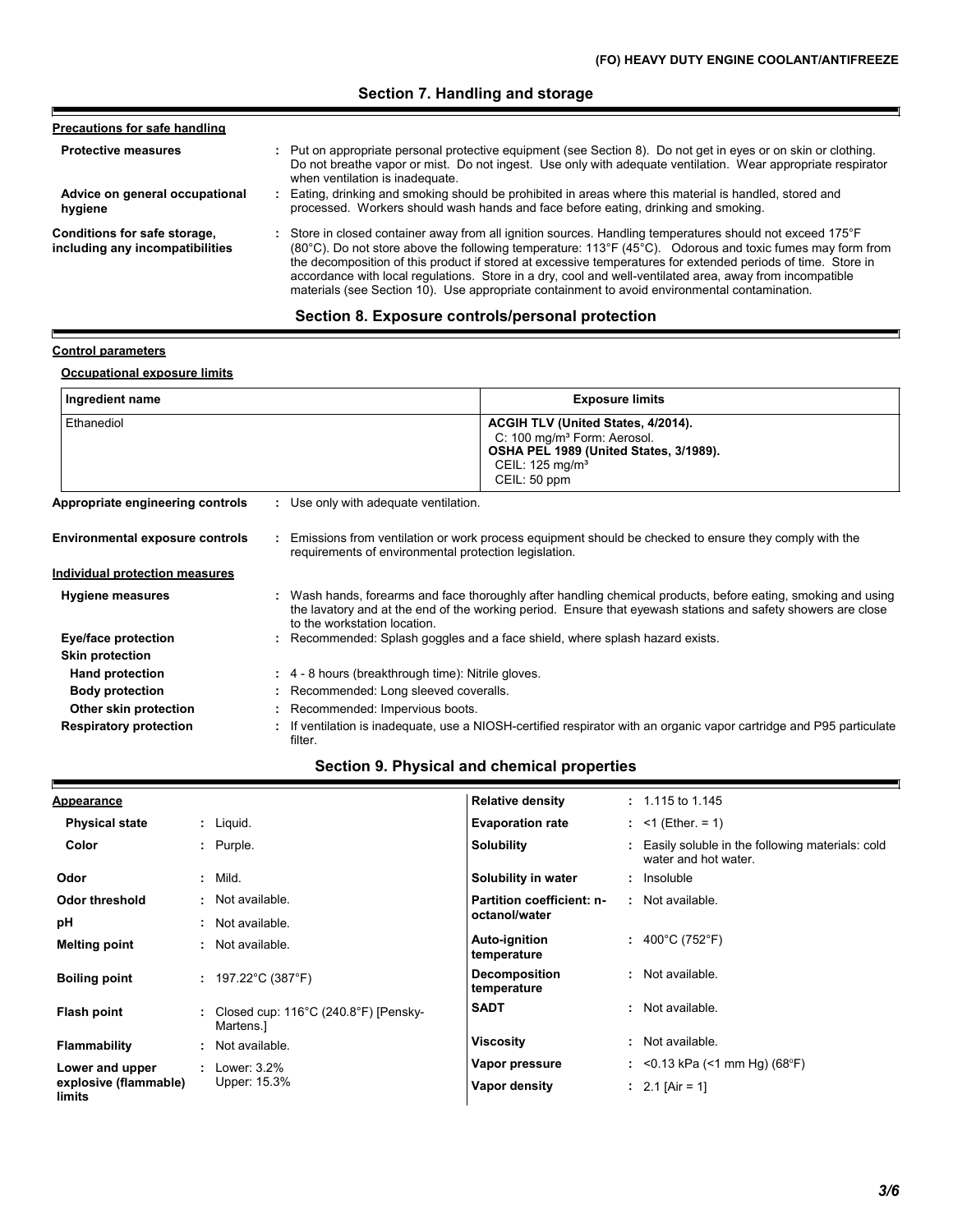## Section 7. Handling and storage

**Precautions for safe handling**

**Protective measures** : Put on appropriate personal protective equipment (see Section 8). Do not get in eyes or on skin or clothing. Do not breathe vapor or mist. Do not ingest. Use only with adequate ventilation. Wear appropriate respirator when ventilation is inadequate.

**Advice on general occupational hygiene** : Eating, drinking and smoking should be prohibited in areas where this material is handled, stored and processed. Workers should wash hands and face before eating, drinking and smoking.

**Conditions for safe storage, including any incompatibilities** : Store in closed container away from all ignition sources. Handling temperatures should not exceed 175°F (80°C). Do not store above the following temperature: 113°F (45°C). Odorous and toxic fumes may form from the decomposition of this product if stored at excessive temperatures for extended periods of time. Store in accordance with local regulations. Store in a dry, cool and well-ventilated area, away from incompatible materials (see Section 10). Use appropriate containment to avoid environmental contamination.

## Section 8. Exposure controls/personal protection

**Control parameters**

**Occupational exposure limits**

| Ingredient name | Exposure limits |
|---|---|
| Ethanediol | **ACGIH TLV (United States, 4/2014).**<br>C: 100 mg/m³ Form: Aerosol.<br>**OSHA PEL 1989 (United States, 3/1989).**<br>CEIL: 125 mg/m³<br>CEIL: 50 ppm |

**Appropriate engineering controls** : Use only with adequate ventilation.

**Environmental exposure controls** : Emissions from ventilation or work process equipment should be checked to ensure they comply with the requirements of environmental protection legislation.

**Individual protection measures**

**Hygiene measures** : Wash hands, forearms and face thoroughly after handling chemical products, before eating, smoking and using the lavatory and at the end of the working period. Ensure that eyewash stations and safety showers are close to the workstation location.

**Eye/face protection** : Recommended: Splash goggles and a face shield, where splash hazard exists.

**Skin protection**

**Hand protection** : 4 - 8 hours (breakthrough time): Nitrile gloves.

**Body protection** : Recommended: Long sleeved coveralls.

**Other skin protection** : Recommended: Impervious boots.

**Respiratory protection** : If ventilation is inadequate, use a NIOSH-certified respirator with an organic vapor cartridge and P95 particulate filter.

## Section 9. Physical and chemical properties

**Appearance**

**Physical state** : Liquid.

**Color** : Purple.

**Odor** : Mild.

**Odor threshold** : Not available.

**pH** : Not available.

**Melting point** : Not available.

**Boiling point** : 197.22°C (387°F)

**Flash point** : Closed cup: 116°C (240.8°F) [Pensky-Martens.]

**Flammability** : Not available.

**Lower and upper explosive (flammable) limits** : Lower: 3.2%
Upper: 15.3%

**Relative density** : 1.115 to 1.145

**Evaporation rate** : <1 (Ether. = 1)

**Solubility** : Easily soluble in the following materials: cold water and hot water.

**Solubility in water** : Insoluble

**Partition coefficient: n-octanol/water** : Not available.

**Auto-ignition temperature** : 400°C (752°F)

**Decomposition temperature** : Not available.

**SADT** : Not available.

**Viscosity** : Not available.

**Vapor pressure** : <0.13 kPa (<1 mm Hg) (68°F)

**Vapor density** : 2.1 [Air = 1]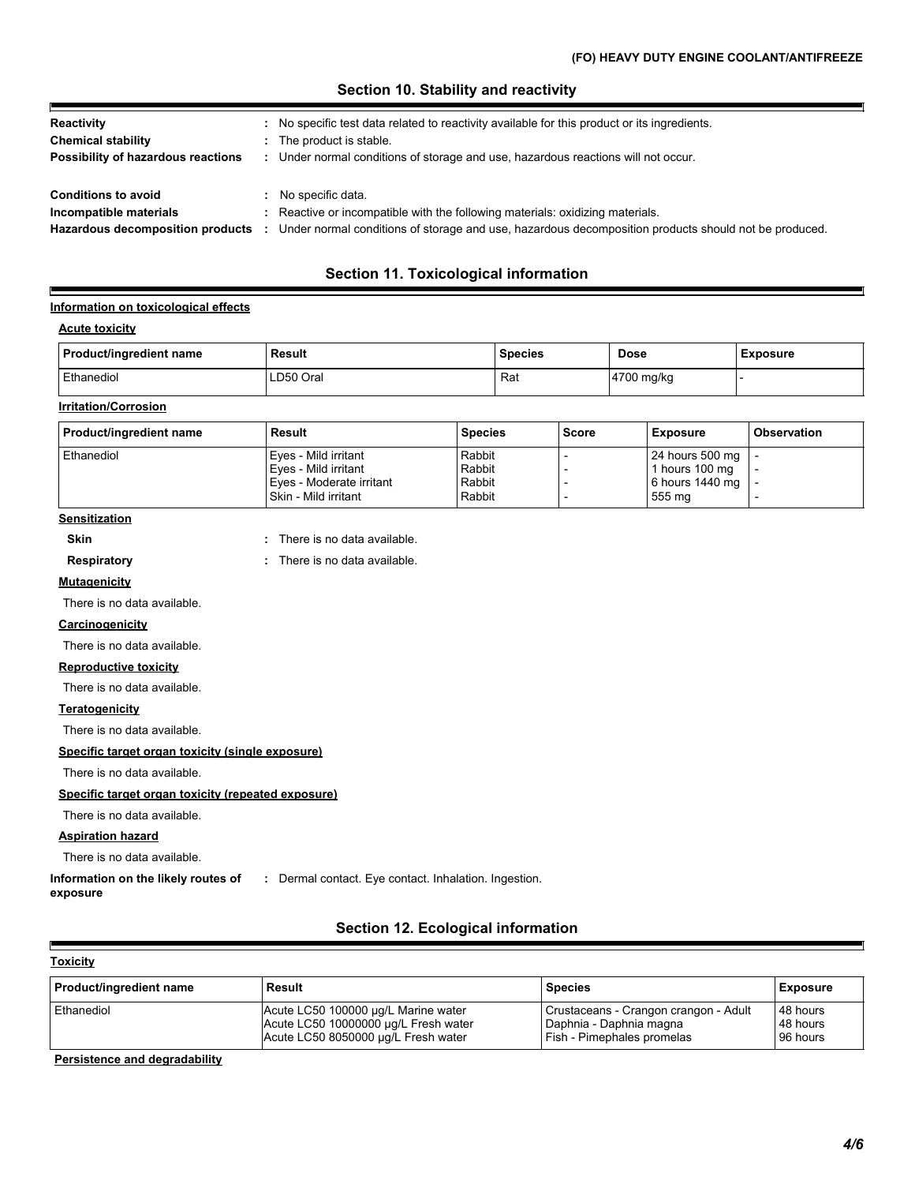## Section 10. Stability and reactivity

**Reactivity** : No specific test data related to reactivity available for this product or its ingredients.

**Chemical stability** : The product is stable.

**Possibility of hazardous reactions** : Under normal conditions of storage and use, hazardous reactions will not occur.

**Conditions to avoid** : No specific data.

**Incompatible materials** : Reactive or incompatible with the following materials: oxidizing materials.

**Hazardous decomposition products** : Under normal conditions of storage and use, hazardous decomposition products should not be produced.

## Section 11. Toxicological information

**Information on toxicological effects**

**Acute toxicity**

| Product/ingredient name | Result | Species | Dose | Exposure |
|---|---|---|---|---|
| Ethanediol | LD50 Oral | Rat | 4700 mg/kg | - |

**Irritation/Corrosion**

| Product/ingredient name | Result | Species | Score | Exposure | Observation |
|---|---|---|---|---|---|
| Ethanediol | Eyes - Mild irritant | Rabbit | - | 24 hours 500 mg | - |
| | Eyes - Mild irritant | Rabbit | - | 1 hours 100 mg | - |
| | Eyes - Moderate irritant | Rabbit | - | 6 hours 1440 mg | - |
| | Skin - Mild irritant | Rabbit | - | 555 mg | - |

**Sensitization**

**Skin** : There is no data available.

**Respiratory** : There is no data available.

**Mutagenicity**

There is no data available.

**Carcinogenicity**

There is no data available.

**Reproductive toxicity**

There is no data available.

**Teratogenicity**

There is no data available.

**Specific target organ toxicity (single exposure)**

There is no data available.

**Specific target organ toxicity (repeated exposure)**

There is no data available.

**Aspiration hazard**

There is no data available.

**Information on the likely routes of exposure** : Dermal contact. Eye contact. Inhalation. Ingestion.

## Section 12. Ecological information

**Toxicity**

| Product/ingredient name | Result | Species | Exposure |
|---|---|---|---|
| Ethanediol | Acute LC50 100000 µg/L Marine water | Crustaceans - Crangon crangon - Adult | 48 hours |
| | Acute LC50 10000000 µg/L Fresh water | Daphnia - Daphnia magna | 48 hours |
| | Acute LC50 8050000 µg/L Fresh water | Fish - Pimephales promelas | 96 hours |

**Persistence and degradability**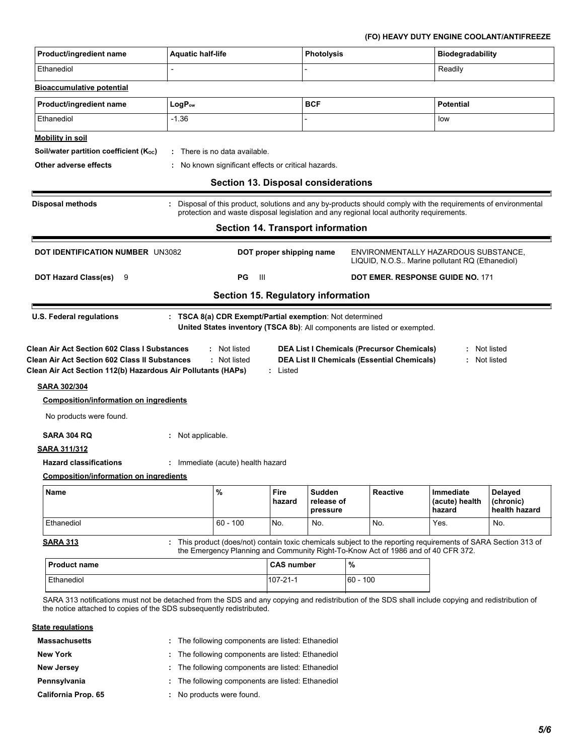| Product/ingredient name | Aquatic half-life | Photolysis | Biodegradability |
|---|---|---|---|
| Ethanediol | - | - | Readily |

**Bioaccumulative potential**

| Product/ingredient name | $LogP_{ow}$ | BCF | Potential |
|---|---|---|---|
| Ethanediol | -1.36 | - | low |

**Mobility in soil**

**Soil/water partition coefficient ($K_{OC}$)** : There is no data available.

**Other adverse effects** : No known significant effects or critical hazards.

## Section 13. Disposal considerations

**Disposal methods** : Disposal of this product, solutions and any by-products should comply with the requirements of environmental protection and waste disposal legislation and any regional local authority requirements.

## Section 14. Transport information

**DOT IDENTIFICATION NUMBER** UN3082

**DOT proper shipping name** ENVIRONMENTALLY HAZARDOUS SUBSTANCE, LIQUID, N.O.S.. Marine pollutant RQ (Ethanediol)

**DOT Hazard Class(es)** 9

**PG** III

**DOT EMER. RESPONSE GUIDE NO.** 171

## Section 15. Regulatory information

**U.S. Federal regulations** : **TSCA 8(a) CDR Exempt/Partial exemption**: Not determined
**United States inventory (TSCA 8b)**: All components are listed or exempted.

**Clean Air Act Section 602 Class I Substances** : Not listed

**Clean Air Act Section 602 Class II Substances** : Not listed

**Clean Air Act Section 112(b) Hazardous Air Pollutants (HAPs)** : Listed

**DEA List I Chemicals (Precursor Chemicals)** : Not listed

**DEA List II Chemicals (Essential Chemicals)** : Not listed

**SARA 302/304**

**Composition/information on ingredients**

No products were found.

**SARA 304 RQ** : Not applicable.

**SARA 311/312**

**Hazard classifications** : Immediate (acute) health hazard

**Composition/information on ingredients**

| Name | % | Fire hazard | Sudden release of pressure | Reactive | Immediate (acute) health hazard | Delayed (chronic) health hazard |
|---|---|---|---|---|---|---|
| Ethanediol | 60 - 100 | No. | No. | No. | Yes. | No. |

**SARA 313** : This product (does/not) contain toxic chemicals subject to the reporting requirements of SARA Section 313 of the Emergency Planning and Community Right-To-Know Act of 1986 and of 40 CFR 372.

| Product name | CAS number | % |
|---|---|---|
| Ethanediol | 107-21-1 | 60 - 100 |

SARA 313 notifications must not be detached from the SDS and any copying and redistribution of the SDS shall include copying and redistribution of the notice attached to copies of the SDS subsequently redistributed.

**State regulations**

**Massachusetts** : The following components are listed: Ethanediol

**New York** : The following components are listed: Ethanediol

**New Jersey** : The following components are listed: Ethanediol

**Pennsylvania** : The following components are listed: Ethanediol

**California Prop. 65** : No products were found.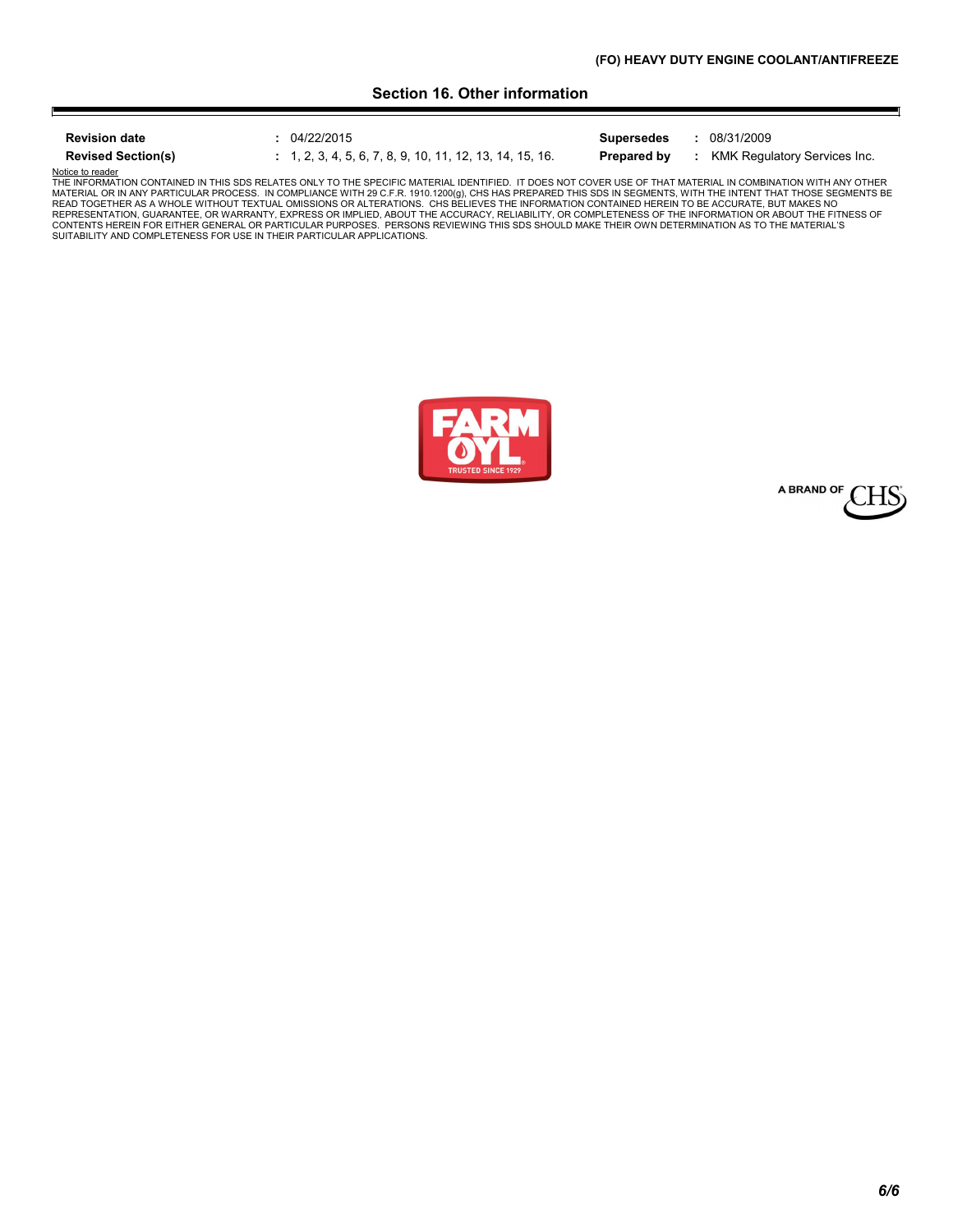## Section 16. Other information

| | | | |
|---|---|---|---|
| **Revision date** | : 04/22/2015 | **Supersedes** | : 08/31/2009 |
| **Revised Section(s)** | : 1, 2, 3, 4, 5, 6, 7, 8, 9, 10, 11, 12, 13, 14, 15, 16. | **Prepared by** | : KMK Regulatory Services Inc. |

Notice to reader

THE INFORMATION CONTAINED IN THIS SDS RELATES ONLY TO THE SPECIFIC MATERIAL IDENTIFIED. IT DOES NOT COVER USE OF THAT MATERIAL IN COMBINATION WITH ANY OTHER MATERIAL OR IN ANY PARTICULAR PROCESS. IN COMPLIANCE WITH 29 C.F.R. 1910.1200(g), CHS HAS PREPARED THIS SDS IN SEGMENTS, WITH THE INTENT THAT THOSE SEGMENTS BE READ TOGETHER AS A WHOLE WITHOUT TEXTUAL OMISSIONS OR ALTERATIONS. CHS BELIEVES THE INFORMATION CONTAINED HEREIN TO BE ACCURATE, BUT MAKES NO REPRESENTATION, GUARANTEE, OR WARRANTY, EXPRESS OR IMPLIED, ABOUT THE ACCURACY, RELIABILITY, OR COMPLETENESS OF THE INFORMATION OR ABOUT THE FITNESS OF CONTENTS HEREIN FOR EITHER GENERAL OR PARTICULAR PURPOSES. PERSONS REVIEWING THIS SDS SHOULD MAKE THEIR OWN DETERMINATION AS TO THE MATERIAL'S SUITABILITY AND COMPLETENESS FOR USE IN THEIR PARTICULAR APPLICATIONS.

FARM OYL® TRUSTED SINCE 1929

A BRAND OF CHS®